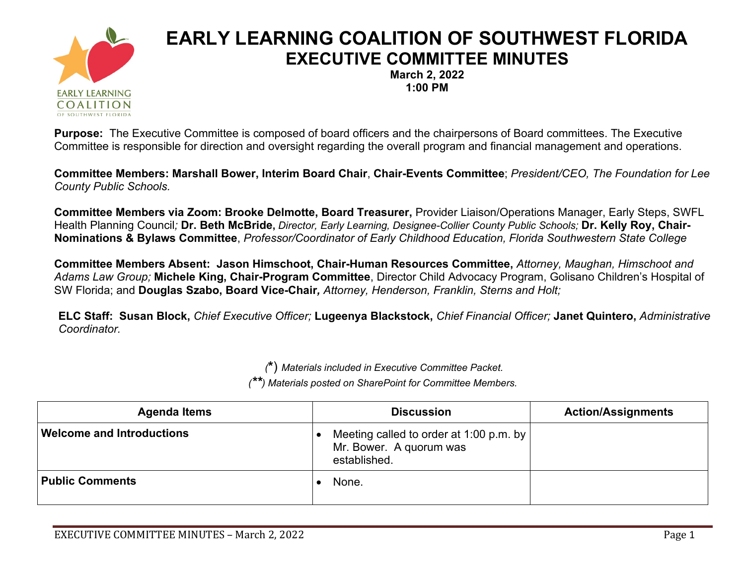# EARLY LEARNING COALITION OF SOUTHWEST FLORIDA
## EXECUTIVE COMMITTEE MINUTES

**March 2, 2022**
**1:00 PM**

**Purpose:** The Executive Committee is composed of board officers and the chairpersons of Board committees. The Executive Committee is responsible for direction and oversight regarding the overall program and financial management and operations.

**Committee Members: Marshall Bower, Interim Board Chair**, **Chair-Events Committee**; *President/CEO, The Foundation for Lee County Public Schools.*

**Committee Members via Zoom: Brooke Delmotte, Board Treasurer,** Provider Liaison/Operations Manager, Early Steps, SWFL Health Planning Council*;* **Dr. Beth McBride,** *Director, Early Learning, Designee-Collier County Public Schools;* **Dr. Kelly Roy, Chair-Nominations & Bylaws Committee**, *Professor/Coordinator of Early Childhood Education, Florida Southwestern State College*

**Committee Members Absent: Jason Himschoot, Chair-Human Resources Committee,** *Attorney, Maughan, Himschoot and Adams Law Group;* **Michele King, Chair-Program Committee**, Director Child Advocacy Program, Golisano Children's Hospital of SW Florida; and **Douglas Szabo, Board Vice-Chair***, Attorney, Henderson, Franklin, Sterns and Holt;*

**ELC Staff: Susan Block,** *Chief Executive Officer;* **Lugeenya Blackstock,** *Chief Financial Officer;* **Janet Quintero,** *Administrative Coordinator.*

*(*) Materials included in Executive Committee Packet.*
*(**) Materials posted on SharePoint for Committee Members.*

| Agenda Items | Discussion | Action/Assignments |
|---|---|---|
| **Welcome and Introductions** | • Meeting called to order at 1:00 p.m. by Mr. Bower. A quorum was established. | |
| **Public Comments** | • None. | |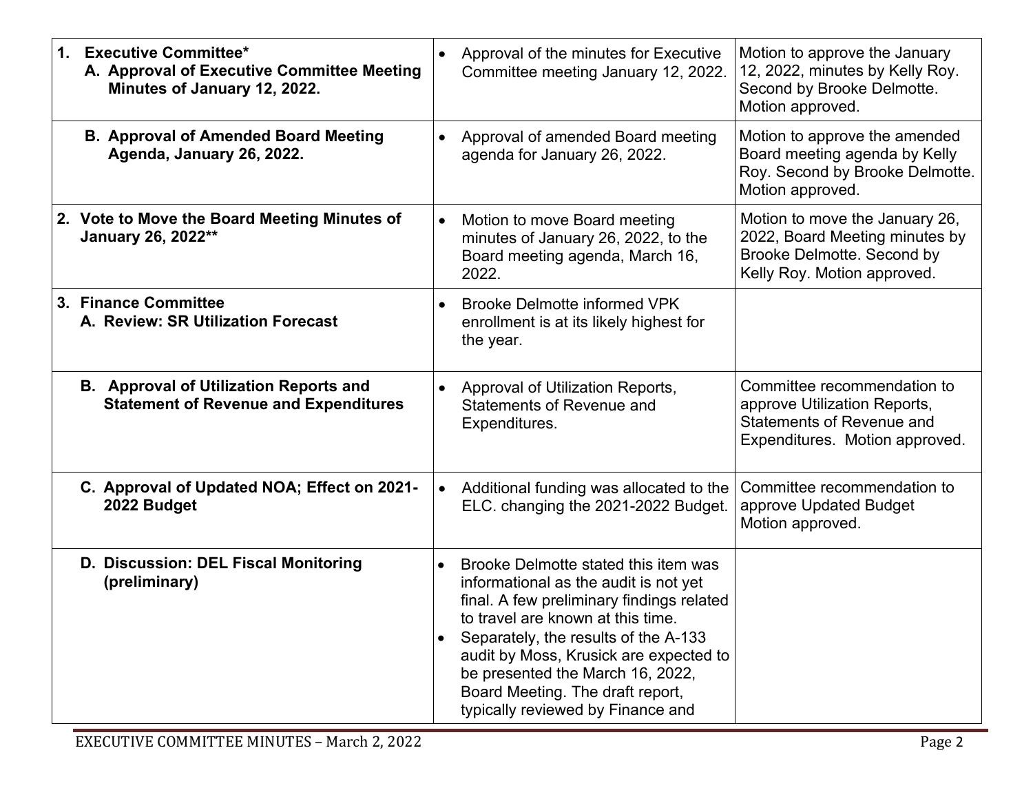| | | |
|---|---|---|
| **1. Executive Committee*** <br> **A. Approval of Executive Committee Meeting Minutes of January 12, 2022.** | • Approval of the minutes for Executive Committee meeting January 12, 2022. | Motion to approve the January 12, 2022, minutes by Kelly Roy. Second by Brooke Delmotte. Motion approved. |
| **B. Approval of Amended Board Meeting Agenda, January 26, 2022.** | • Approval of amended Board meeting agenda for January 26, 2022. | Motion to approve the amended Board meeting agenda by Kelly Roy. Second by Brooke Delmotte. Motion approved. |
| **2. Vote to Move the Board Meeting Minutes of January 26, 2022**** | • Motion to move Board meeting minutes of January 26, 2022, to the Board meeting agenda, March 16, 2022. | Motion to move the January 26, 2022, Board Meeting minutes by Brooke Delmotte. Second by Kelly Roy. Motion approved. |
| **3. Finance Committee** <br> **A. Review: SR Utilization Forecast** | • Brooke Delmotte informed VPK enrollment is at its likely highest for the year. | |
| **B. Approval of Utilization Reports and Statement of Revenue and Expenditures** | • Approval of Utilization Reports, Statements of Revenue and Expenditures. | Committee recommendation to approve Utilization Reports, Statements of Revenue and Expenditures. Motion approved. |
| **C. Approval of Updated NOA; Effect on 2021-2022 Budget** | • Additional funding was allocated to the ELC. changing the 2021-2022 Budget. | Committee recommendation to approve Updated Budget Motion approved. |
| **D. Discussion: DEL Fiscal Monitoring (preliminary)** | • Brooke Delmotte stated this item was informational as the audit is not yet final. A few preliminary findings related to travel are known at this time. <br> • Separately, the results of the A-133 audit by Moss, Krusick are expected to be presented the March 16, 2022, Board Meeting. The draft report, typically reviewed by Finance and | |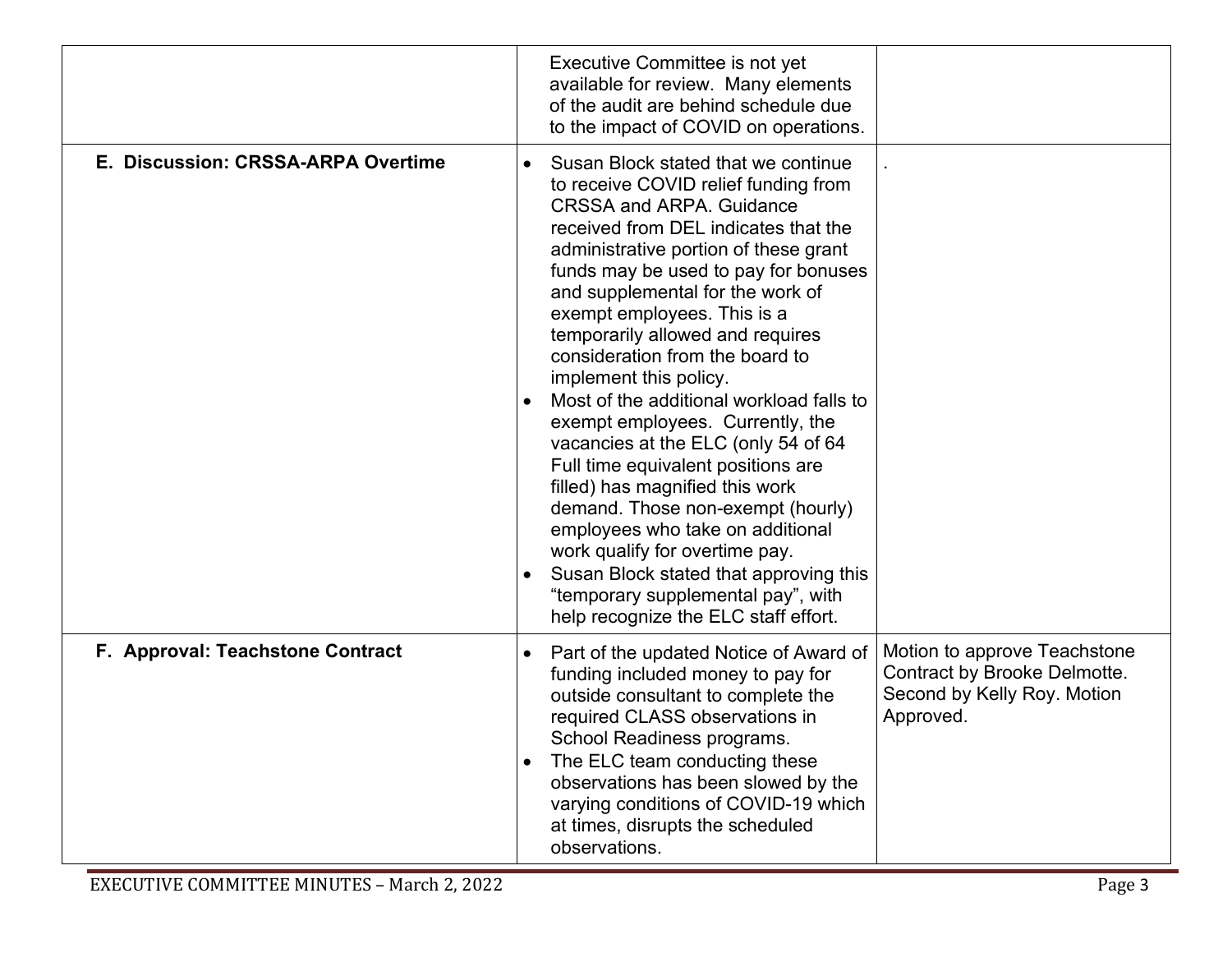| | | |
|---|---|---|
| | Executive Committee is not yet available for review. Many elements of the audit are behind schedule due to the impact of COVID on operations. | |
| **E. Discussion: CRSSA-ARPA Overtime** | • Susan Block stated that we continue to receive COVID relief funding from CRSSA and ARPA. Guidance received from DEL indicates that the administrative portion of these grant funds may be used to pay for bonuses and supplemental for the work of exempt employees. This is a temporarily allowed and requires consideration from the board to implement this policy.<br>• Most of the additional workload falls to exempt employees. Currently, the vacancies at the ELC (only 54 of 64 Full time equivalent positions are filled) has magnified this work demand. Those non-exempt (hourly) employees who take on additional work qualify for overtime pay.<br>• Susan Block stated that approving this "temporary supplemental pay", with help recognize the ELC staff effort. | . |
| **F. Approval: Teachstone Contract** | • Part of the updated Notice of Award of funding included money to pay for outside consultant to complete the required CLASS observations in School Readiness programs.<br>• The ELC team conducting these observations has been slowed by the varying conditions of COVID-19 which at times, disrupts the scheduled observations. | Motion to approve Teachstone Contract by Brooke Delmotte. Second by Kelly Roy. Motion Approved. |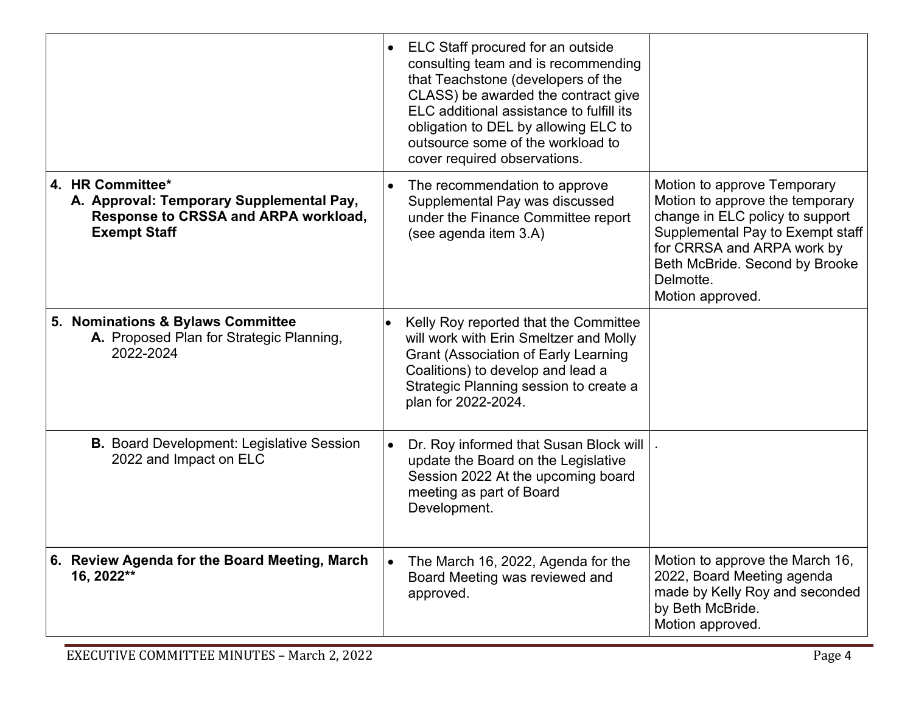| | | |
|---|---|---|
| | • ELC Staff procured for an outside consulting team and is recommending that Teachstone (developers of the CLASS) be awarded the contract give ELC additional assistance to fulfill its obligation to DEL by allowing ELC to outsource some of the workload to cover required observations. | |
| **4. HR Committee*** <br> **A. Approval: Temporary Supplemental Pay, Response to CRSSA and ARPA workload, Exempt Staff** | • The recommendation to approve Supplemental Pay was discussed under the Finance Committee report (see agenda item 3.A) | Motion to approve Temporary Motion to approve the temporary change in ELC policy to support Supplemental Pay to Exempt staff for CRRSA and ARPA work by Beth McBride. Second by Brooke Delmotte. <br> Motion approved. |
| **5. Nominations & Bylaws Committee** <br> **A.** Proposed Plan for Strategic Planning, 2022-2024 | • Kelly Roy reported that the Committee will work with Erin Smeltzer and Molly Grant (Association of Early Learning Coalitions) to develop and lead a Strategic Planning session to create a plan for 2022-2024. | |
| **B.** Board Development: Legislative Session 2022 and Impact on ELC | • Dr. Roy informed that Susan Block will update the Board on the Legislative Session 2022 At the upcoming board meeting as part of Board Development. | . |
| **6. Review Agenda for the Board Meeting, March 16, 2022**** | • The March 16, 2022, Agenda for the Board Meeting was reviewed and approved. | Motion to approve the March 16, 2022, Board Meeting agenda made by Kelly Roy and seconded by Beth McBride. <br> Motion approved. |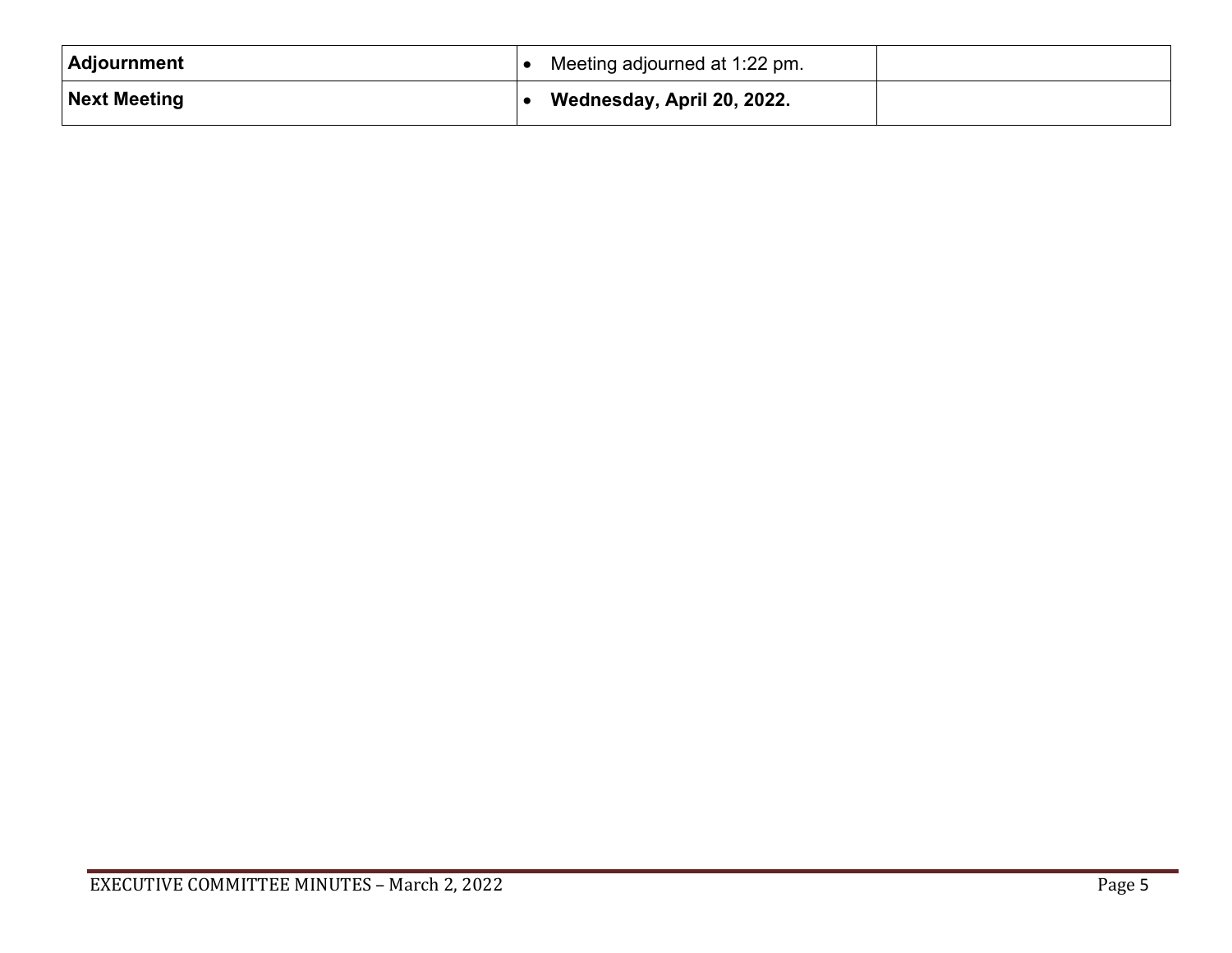| | | |
|---|---|---|
| **Adjournment** | • Meeting adjourned at 1:22 pm. | |
| **Next Meeting** | • **Wednesday, April 20, 2022.** | |